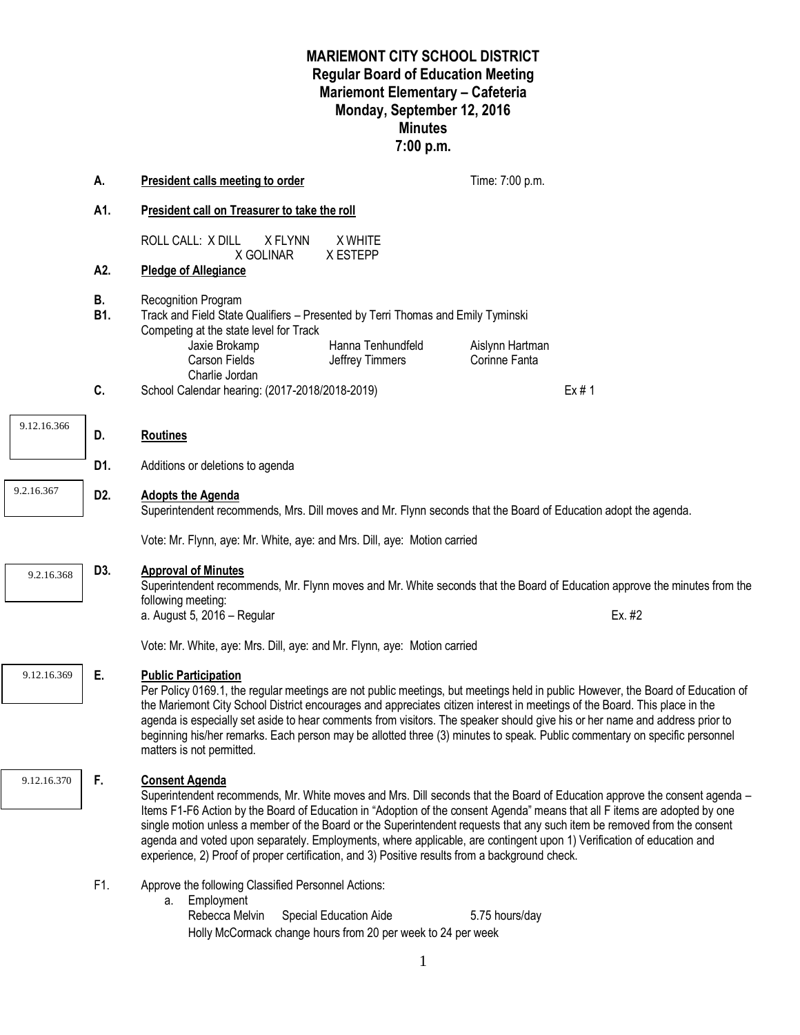# MARIEMONT CITY SCHOOL DISTRICT
## Regular Board of Education Meeting
## Mariemont Elementary – Cafeteria
## Monday, September 12, 2016
## Minutes
## 7:00 p.m.

**A. President calls meeting to order** Time: 7:00 p.m.

**A1. President call on Treasurer to take the roll**

ROLL CALL: X DILL X FLYNN X WHITE X GOLINAR X ESTEPP

**A2. Pledge of Allegiance**

**B.** Recognition Program

**B1.** Track and Field State Qualifiers – Presented by Terri Thomas and Emily Tyminski

Competing at the state level for Track

| | | |
|---|---|---|
| Jaxie Brokamp | Hanna Tenhundfeld | Aislynn Hartman |
| Carson Fields | Jeffrey Timmers | Corinne Fanta |
| Charlie Jordan | | |

**C.** School Calendar hearing: (2017-2018/2018-2019) Ex # 1

9.12.16.366

**D. Routines**

**D1.** Additions or deletions to agenda

9.2.16.367

**D2. Adopts the Agenda**

Superintendent recommends, Mrs. Dill moves and Mr. Flynn seconds that the Board of Education adopt the agenda.

Vote: Mr. Flynn, aye: Mr. White, aye: and Mrs. Dill, aye: Motion carried

9.2.16.368

**D3. Approval of Minutes**

Superintendent recommends, Mr. Flynn moves and Mr. White seconds that the Board of Education approve the minutes from the following meeting:

a. August 5, 2016 – Regular Ex. #2

Vote: Mr. White, aye: Mrs. Dill, aye: and Mr. Flynn, aye: Motion carried

9.12.16.369

**E. Public Participation**

Per Policy 0169.1, the regular meetings are not public meetings, but meetings held in public However, the Board of Education of the Mariemont City School District encourages and appreciates citizen interest in meetings of the Board. This place in the agenda is especially set aside to hear comments from visitors. The speaker should give his or her name and address prior to beginning his/her remarks. Each person may be allotted three (3) minutes to speak. Public commentary on specific personnel matters is not permitted.

9.12.16.370

**F. Consent Agenda**

Superintendent recommends, Mr. White moves and Mrs. Dill seconds that the Board of Education approve the consent agenda – Items F1-F6 Action by the Board of Education in "Adoption of the consent Agenda" means that all F items are adopted by one single motion unless a member of the Board or the Superintendent requests that any such item be removed from the consent agenda and voted upon separately. Employments, where applicable, are contingent upon 1) Verification of education and experience, 2) Proof of proper certification, and 3) Positive results from a background check.

F1. Approve the following Classified Personnel Actions:

a. Employment

Rebecca Melvin Special Education Aide 5.75 hours/day

Holly McCormack change hours from 20 per week to 24 per week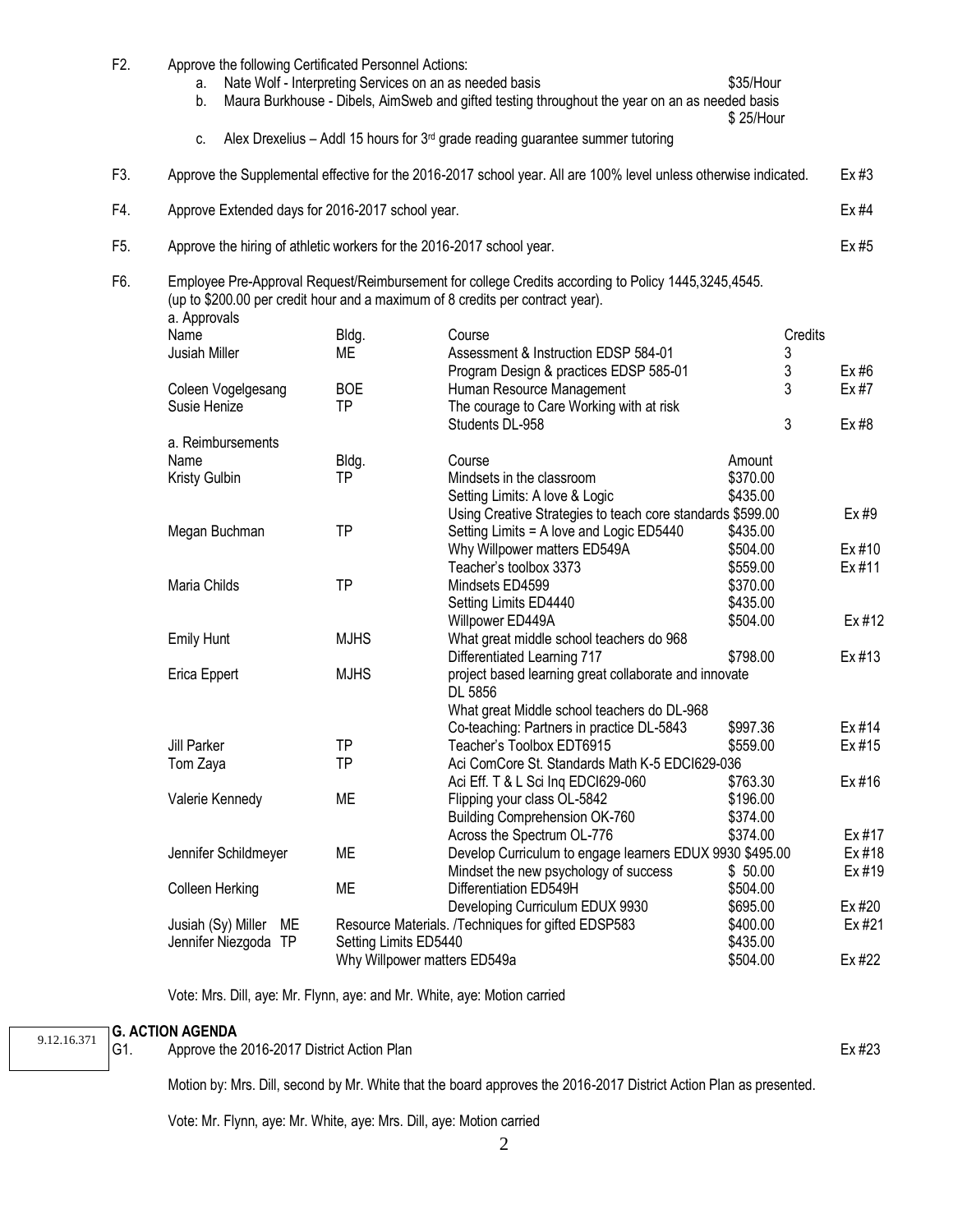F2. Approve the following Certificated Personnel Actions:

a. Nate Wolf - Interpreting Services on an as needed basis $35/Hour

b. Maura Burkhouse - Dibels, AimSweb and gifted testing throughout the year on an as needed basis $ 25/Hour

c. Alex Drexelius – Addl 15 hours for 3rd grade reading guarantee summer tutoring

F3. Approve the Supplemental effective for the 2016-2017 school year. All are 100% level unless otherwise indicated. Ex #3

F4. Approve Extended days for 2016-2017 school year. Ex #4

F5. Approve the hiring of athletic workers for the 2016-2017 school year. Ex #5

F6. Employee Pre-Approval Request/Reimbursement for college Credits according to Policy 1445,3245,4545. (up to $200.00 per credit hour and a maximum of 8 credits per contract year).

a. Approvals

| Name | Bldg. | Course | Credits | |
|---|---|---|---|---|
| Jusiah Miller | ME | Assessment & Instruction EDSP 584-01 | 3 | |
| | | Program Design & practices EDSP 585-01 | 3 | Ex #6 |
| Coleen Vogelgesang | BOE | Human Resource Management | 3 | Ex #7 |
| Susie Henize | TP | The courage to Care Working with at risk Students DL-958 | 3 | Ex #8 |

a. Reimbursements

| Name | Bldg. | Course | Amount | |
|---|---|---|---|---|
| Kristy Gulbin | TP | Mindsets in the classroom | $370.00 | |
| | | Setting Limits: A love & Logic | $435.00 | |
| | | Using Creative Strategies to teach core standards | $599.00 | Ex #9 |
| Megan Buchman | TP | Setting Limits = A love and Logic ED5440 | $435.00 | |
| | | Why Willpower matters ED549A | $504.00 | Ex #10 |
| | | Teacher's toolbox 3373 | $559.00 | Ex #11 |
| Maria Childs | TP | Mindsets ED4599 | $370.00 | |
| | | Setting Limits ED4440 | $435.00 | |
| | | Willpower ED449A | $504.00 | Ex #12 |
| Emily Hunt | MJHS | What great middle school teachers do 968 | | |
| | | Differentiated Learning 717 | $798.00 | Ex #13 |
| Erica Eppert | MJHS | project based learning great collaborate and innovate DL 5856 | | |
| | | What great Middle school teachers do DL-968 | | |
| | | Co-teaching: Partners in practice DL-5843 | $997.36 | Ex #14 |
| Jill Parker | TP | Teacher's Toolbox EDT6915 | $559.00 | Ex #15 |
| Tom Zaya | TP | Aci ComCore St. Standards Math K-5 EDCI629-036 | | |
| | | Aci Eff. T & L Sci Inq EDCI629-060 | $763.30 | Ex #16 |
| Valerie Kennedy | ME | Flipping your class OL-5842 | $196.00 | |
| | | Building Comprehension OK-760 | $374.00 | |
| | | Across the Spectrum OL-776 | $374.00 | Ex #17 |
| Jennifer Schildmeyer | ME | Develop Curriculum to engage learners EDUX 9930 | $495.00 | Ex #18 |
| | | Mindset the new psychology of success | $ 50.00 | Ex #19 |
| Colleen Herking | ME | Differentiation ED549H | $504.00 | |
| | | Developing Curriculum EDUX 9930 | $695.00 | Ex #20 |
| Jusiah (Sy) Miller | ME | Resource Materials. /Techniques for gifted EDSP583 | $400.00 | Ex #21 |
| Jennifer Niezgoda | TP | Setting Limits ED5440 | $435.00 | |
| | | Why Willpower matters ED549a | $504.00 | Ex #22 |

Vote: Mrs. Dill, aye: Mr. Flynn, aye: and Mr. White, aye: Motion carried

9.12.16.371

## G. ACTION AGENDA

G1. Approve the 2016-2017 District Action Plan Ex #23

Motion by: Mrs. Dill, second by Mr. White that the board approves the 2016-2017 District Action Plan as presented.

Vote: Mr. Flynn, aye: Mr. White, aye: Mrs. Dill, aye: Motion carried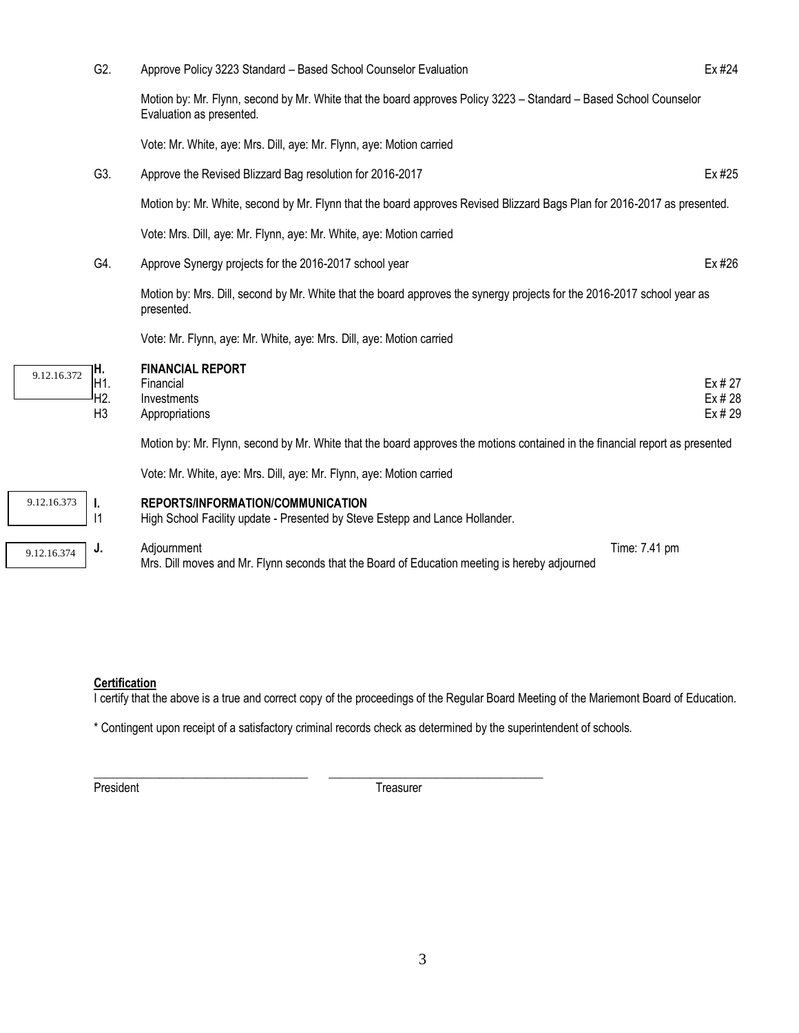G2. Approve Policy 3223 Standard – Based School Counselor Evaluation Ex #24

Motion by: Mr. Flynn, second by Mr. White that the board approves Policy 3223 – Standard – Based School Counselor Evaluation as presented.

Vote: Mr. White, aye: Mrs. Dill, aye: Mr. Flynn, aye: Motion carried

G3. Approve the Revised Blizzard Bag resolution for 2016-2017 Ex #25

Motion by: Mr. White, second by Mr. Flynn that the board approves Revised Blizzard Bags Plan for 2016-2017 as presented.

Vote: Mrs. Dill, aye: Mr. Flynn, aye: Mr. White, aye: Motion carried

G4. Approve Synergy projects for the 2016-2017 school year Ex #26

Motion by: Mrs. Dill, second by Mr. White that the board approves the synergy projects for the 2016-2017 school year as presented.

Vote: Mr. Flynn, aye: Mr. White, aye: Mrs. Dill, aye: Motion carried

9.12.16.372

**H. FINANCIAL REPORT**

H1. Financial Ex # 27
H2. Investments Ex # 28
H3 Appropriations Ex # 29

Motion by: Mr. Flynn, second by Mr. White that the board approves the motions contained in the financial report as presented

Vote: Mr. White, aye: Mrs. Dill, aye: Mr. Flynn, aye: Motion carried

9.12.16.373

**I. REPORTS/INFORMATION/COMMUNICATION**

I1 High School Facility update - Presented by Steve Estepp and Lance Hollander.

9.12.16.374

**J.** Adjournment Time: 7.41 pm
Mrs. Dill moves and Mr. Flynn seconds that the Board of Education meeting is hereby adjourned

**Certification**

I certify that the above is a true and correct copy of the proceedings of the Regular Board Meeting of the Mariemont Board of Education.

\* Contingent upon receipt of a satisfactory criminal records check as determined by the superintendent of schools.

\_\_\_\_\_\_\_\_\_\_\_\_\_\_\_\_\_\_\_\_\_\_\_\_\_\_\_\_\_\_\_\_\_\_\_ \_\_\_\_\_\_\_\_\_\_\_\_\_\_\_\_\_\_\_\_\_\_\_\_\_\_\_\_\_\_\_\_\_\_\_
President Treasurer